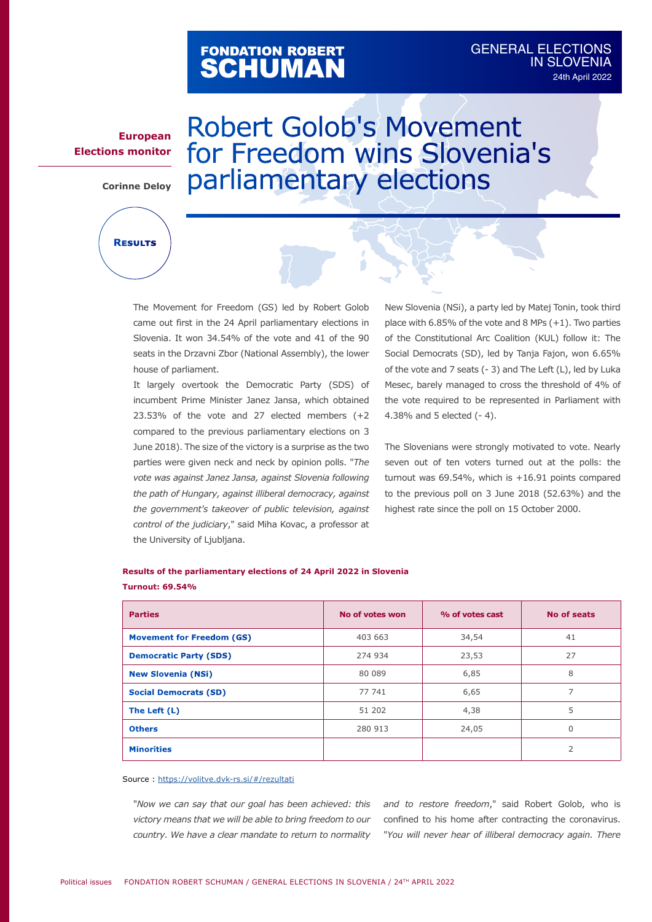FONDATION ROBERT SCHUMAN

GENERAL ELECTIONS IN SLOVENIA
24th April 2022

**European Elections monitor**

**Corinne Deloy**

**Results**

# Robert Golob's Movement for Freedom wins Slovenia's parliamentary elections

The Movement for Freedom (GS) led by Robert Golob came out first in the 24 April parliamentary elections in Slovenia. It won 34.54% of the vote and 41 of the 90 seats in the Drzavni Zbor (National Assembly), the lower house of parliament.

It largely overtook the Democratic Party (SDS) of incumbent Prime Minister Janez Jansa, which obtained 23.53% of the vote and 27 elected members (+2 compared to the previous parliamentary elections on 3 June 2018). The size of the victory is a surprise as the two parties were given neck and neck by opinion polls. "*The vote was against Janez Jansa, against Slovenia following the path of Hungary, against illiberal democracy, against the government's takeover of public television, against control of the judiciary*," said Miha Kovac, a professor at the University of Ljubljana.

New Slovenia (NSi), a party led by Matej Tonin, took third place with 6.85% of the vote and 8 MPs (+1). Two parties of the Constitutional Arc Coalition (KUL) follow it: The Social Democrats (SD), led by Tanja Fajon, won 6.65% of the vote and 7 seats (- 3) and The Left (L), led by Luka Mesec, barely managed to cross the threshold of 4% of the vote required to be represented in Parliament with 4.38% and 5 elected (- 4).

The Slovenians were strongly motivated to vote. Nearly seven out of ten voters turned out at the polls: the turnout was 69.54%, which is +16.91 points compared to the previous poll on 3 June 2018 (52.63%) and the highest rate since the poll on 15 October 2000.

**Results of the parliamentary elections of 24 April 2022 in Slovenia**

**Turnout: 69.54%**

| Parties | No of votes won | % of votes cast | No of seats |
|---|---|---|---|
| **Movement for Freedom (GS)** | 403 663 | 34,54 | 41 |
| **Democratic Party (SDS)** | 274 934 | 23,53 | 27 |
| **New Slovenia (NSi)** | 80 089 | 6,85 | 8 |
| **Social Democrats (SD)** | 77 741 | 6,65 | 7 |
| **The Left (L)** | 51 202 | 4,38 | 5 |
| **Others** | 280 913 | 24,05 | 0 |
| **Minorities** | | | 2 |

Source : https://volitve.dvk-rs.si/#/rezultati

"*Now we can say that our goal has been achieved: this victory means that we will be able to bring freedom to our country. We have a clear mandate to return to normality and to restore freedom*," said Robert Golob, who is confined to his home after contracting the coronavirus. "*You will never hear of illiberal democracy again. There*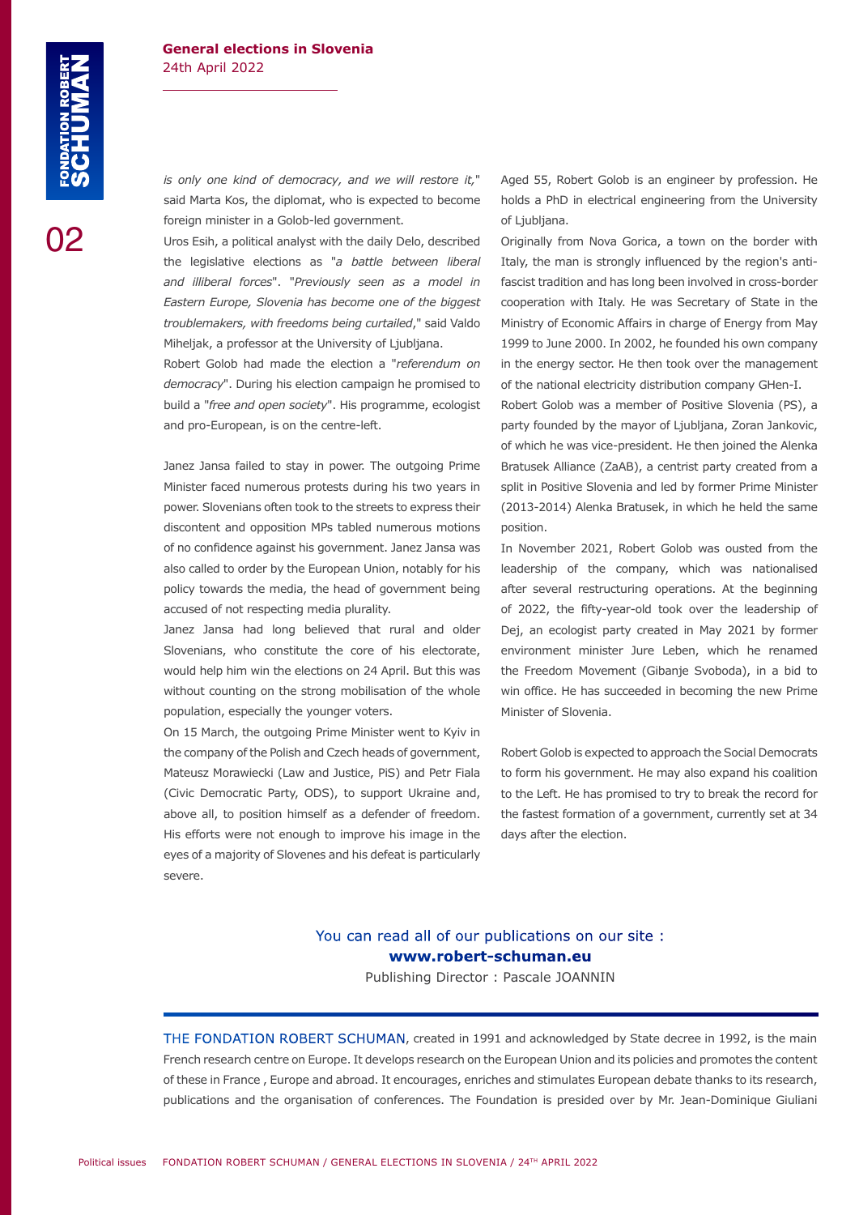*is only one kind of democracy, and we will restore it,*" said Marta Kos, the diplomat, who is expected to become foreign minister in a Golob-led government.

Uros Esih, a political analyst with the daily Delo, described the legislative elections as "*a battle between liberal and illiberal forces*". "*Previously seen as a model in Eastern Europe, Slovenia has become one of the biggest troublemakers, with freedoms being curtailed,*" said Valdo Miheljak, a professor at the University of Ljubljana.

Robert Golob had made the election a "*referendum on democracy*". During his election campaign he promised to build a "*free and open society*". His programme, ecologist and pro-European, is on the centre-left.

Janez Jansa failed to stay in power. The outgoing Prime Minister faced numerous protests during his two years in power. Slovenians often took to the streets to express their discontent and opposition MPs tabled numerous motions of no confidence against his government. Janez Jansa was also called to order by the European Union, notably for his policy towards the media, the head of government being accused of not respecting media plurality.

Janez Jansa had long believed that rural and older Slovenians, who constitute the core of his electorate, would help him win the elections on 24 April. But this was without counting on the strong mobilisation of the whole population, especially the younger voters.

On 15 March, the outgoing Prime Minister went to Kyiv in the company of the Polish and Czech heads of government, Mateusz Morawiecki (Law and Justice, PiS) and Petr Fiala (Civic Democratic Party, ODS), to support Ukraine and, above all, to position himself as a defender of freedom. His efforts were not enough to improve his image in the eyes of a majority of Slovenes and his defeat is particularly severe.

Aged 55, Robert Golob is an engineer by profession. He holds a PhD in electrical engineering from the University of Ljubljana.

Originally from Nova Gorica, a town on the border with Italy, the man is strongly influenced by the region's anti-fascist tradition and has long been involved in cross-border cooperation with Italy. He was Secretary of State in the Ministry of Economic Affairs in charge of Energy from May 1999 to June 2000. In 2002, he founded his own company in the energy sector. He then took over the management of the national electricity distribution company GHen-I.

Robert Golob was a member of Positive Slovenia (PS), a party founded by the mayor of Ljubljana, Zoran Jankovic, of which he was vice-president. He then joined the Alenka Bratusek Alliance (ZaAB), a centrist party created from a split in Positive Slovenia and led by former Prime Minister (2013-2014) Alenka Bratusek, in which he held the same position.

In November 2021, Robert Golob was ousted from the leadership of the company, which was nationalised after several restructuring operations. At the beginning of 2022, the fifty-year-old took over the leadership of Dej, an ecologist party created in May 2021 by former environment minister Jure Leben, which he renamed the Freedom Movement (Gibanje Svoboda), in a bid to win office. He has succeeded in becoming the new Prime Minister of Slovenia.

Robert Golob is expected to approach the Social Democrats to form his government. He may also expand his coalition to the Left. He has promised to try to break the record for the fastest formation of a government, currently set at 34 days after the election.

You can read all of our publications on our site :
**www.robert-schuman.eu**
Publishing Director : Pascale JOANNIN

THE FONDATION ROBERT SCHUMAN, created in 1991 and acknowledged by State decree in 1992, is the main French research centre on Europe. It develops research on the European Union and its policies and promotes the content of these in France , Europe and abroad. It encourages, enriches and stimulates European debate thanks to its research, publications and the organisation of conferences. The Foundation is presided over by Mr. Jean-Dominique Giuliani